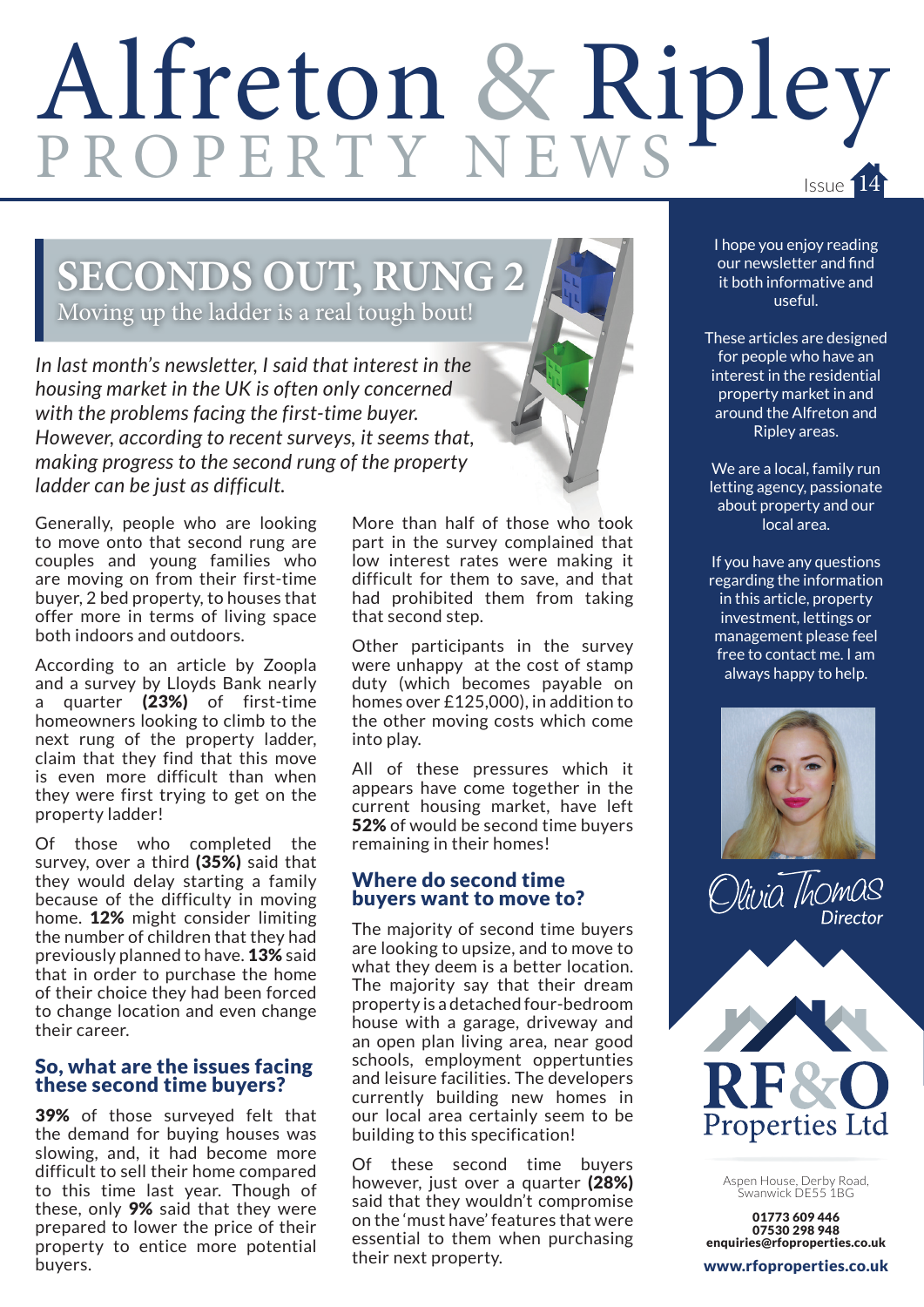# Alfreton & Ripley PROPERTY NEWS

Issue 14

## SECONDS OUT, RUNG 2

Moving up the ladder is a real tough bout!

*In last month's newsletter, I said that interest in the housing market in the UK is often only concerned with the problems facing the first-time buyer. However, according to recent surveys, it seems that, making progress to the second rung of the property ladder can be just as difficult.*

Generally, people who are looking to move onto that second rung are couples and young families who are moving on from their first-time buyer, 2 bed property, to houses that offer more in terms of living space both indoors and outdoors.

According to an article by Zoopla and a survey by Lloyds Bank nearly a quarter **(23%)** of first-time homeowners looking to climb to the next rung of the property ladder, claim that they find that this move is even more difficult than when they were first trying to get on the property ladder!

Of those who completed the survey, over a third **(35%)** said that they would delay starting a family because of the difficulty in moving home. **12%** might consider limiting the number of children that they had previously planned to have. **13%** said that in order to purchase the home of their choice they had been forced to change location and even change their career.

### So, what are the issues facing these second time buyers?

**39%** of those surveyed felt that the demand for buying houses was slowing, and, it had become more difficult to sell their home compared to this time last year. Though of these, only **9%** said that they were prepared to lower the price of their property to entice more potential buyers.

More than half of those who took part in the survey complained that low interest rates were making it difficult for them to save, and that had prohibited them from taking that second step.

Other participants in the survey were unhappy at the cost of stamp duty (which becomes payable on homes over £125,000), in addition to the other moving costs which come into play.

All of these pressures which it appears have come together in the current housing market, have left **52%** of would be second time buyers remaining in their homes!

### Where do second time buyers want to move to?

The majority of second time buyers are looking to upsize, and to move to what they deem is a better location. The majority say that their dream property is a detached four-bedroom house with a garage, driveway and an open plan living area, near good schools, employment oppertunties and leisure facilities. The developers currently building new homes in our local area certainly seem to be building to this specification!

Of these second time buyers however, just over a quarter **(28%)** said that they wouldn't compromise on the 'must have' features that were essential to them when purchasing their next property.

---

I hope you enjoy reading our newsletter and find it both informative and useful.

These articles are designed for people who have an interest in the residential property market in and around the Alfreton and Ripley areas.

We are a local, family run letting agency, passionate about property and our local area.

If you have any questions regarding the information in this article, property investment, lettings or management please feel free to contact me. I am always happy to help.

Olivia Thomas
*Director*

RF&O Properties Ltd

Aspen House, Derby Road, Swanwick DE55 1BG

**01773 609 446**
**07530 298 948**
**enquiries@rfoproperties.co.uk**

**www.rfoproperties.co.uk**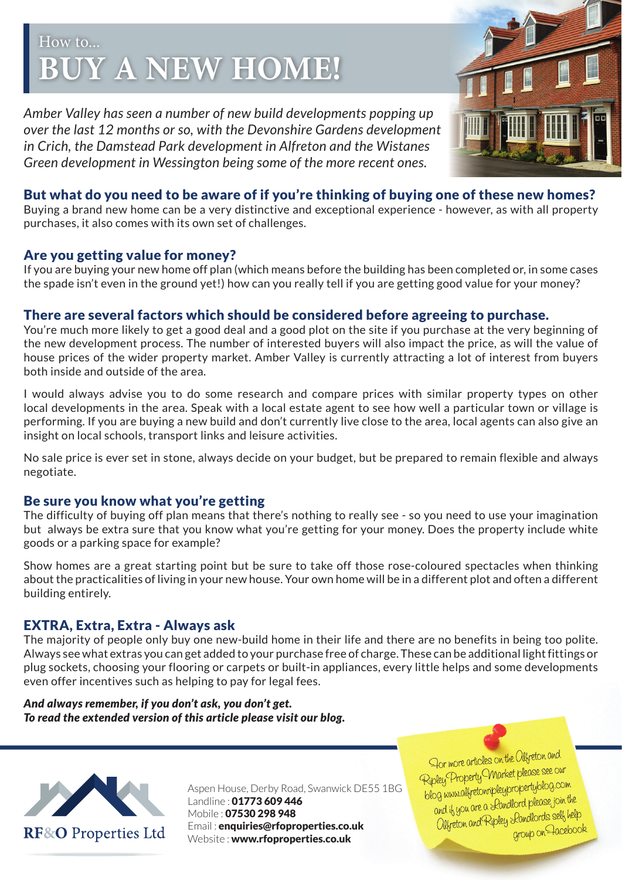How to...

# BUY A NEW HOME!

*Amber Valley has seen a number of new build developments popping up over the last 12 months or so, with the Devonshire Gardens development in Crich, the Damstead Park development in Alfreton and the Wistanes Green development in Wessington being some of the more recent ones.*

## But what do you need to be aware of if you're thinking of buying one of these new homes?

Buying a brand new home can be a very distinctive and exceptional experience - however, as with all property purchases, it also comes with its own set of challenges.

### Are you getting value for money?

If you are buying your new home off plan (which means before the building has been completed or, in some cases the spade isn't even in the ground yet!) how can you really tell if you are getting good value for your money?

### There are several factors which should be considered before agreeing to purchase.

You're much more likely to get a good deal and a good plot on the site if you purchase at the very beginning of the new development process. The number of interested buyers will also impact the price, as will the value of house prices of the wider property market. Amber Valley is currently attracting a lot of interest from buyers both inside and outside of the area.

I would always advise you to do some research and compare prices with similar property types on other local developments in the area. Speak with a local estate agent to see how well a particular town or village is performing. If you are buying a new build and don't currently live close to the area, local agents can also give an insight on local schools, transport links and leisure activities.

No sale price is ever set in stone, always decide on your budget, but be prepared to remain flexible and always negotiate.

### Be sure you know what you're getting

The difficulty of buying off plan means that there's nothing to really see - so you need to use your imagination but always be extra sure that you know what you're getting for your money. Does the property include white goods or a parking space for example?

Show homes are a great starting point but be sure to take off those rose-coloured spectacles when thinking about the practicalities of living in your new house. Your own home will be in a different plot and often a different building entirely.

### EXTRA, Extra, Extra - Always ask

The majority of people only buy one new-build home in their life and there are no benefits in being too polite. Always see what extras you can get added to your purchase free of charge. These can be additional light fittings or plug sockets, choosing your flooring or carpets or built-in appliances, every little helps and some developments even offer incentives such as helping to pay for legal fees.

***And always remember, if you don't ask, you don't get.***
***To read the extended version of this article please visit our blog.***

RF&O Properties Ltd

Aspen House, Derby Road, Swanwick DE55 1BG
Landline : **01773 609 446**
Mobile : **07530 298 948**
Email : **enquiries@rfoproperties.co.uk**
Website : **www.rfoproperties.co.uk**

For more articles on the Alfreton and Ripley Property Market please see our blog www.alfretonripleypropertyblog.com and if you are a Landlord please join the Alfreton and Ripley Landlords self help group on Facebook